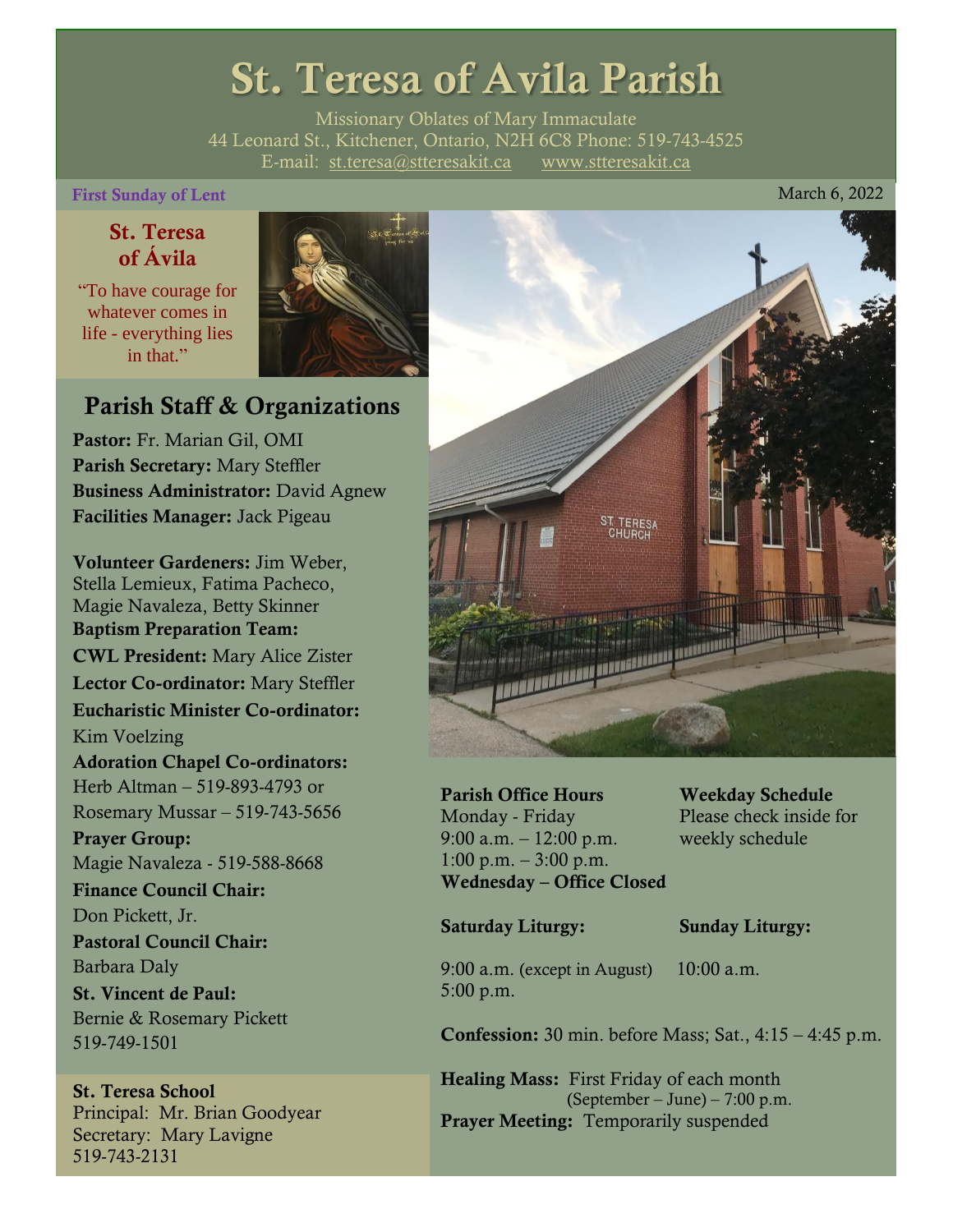# St. Teresa of Avila Parish

Missionary Oblates of Mary Immaculate
44 Leonard St., Kitchener, Ontario, N2H 6C8 Phone: 519-743-4525
E-mail: st.teresa@stteresakit.ca www.stteresakit.ca

**First Sunday of Lent** March 6, 2022

## St. Teresa of Ávila

"To have courage for whatever comes in life - everything lies in that."

## Parish Staff & Organizations

**Pastor:** Fr. Marian Gil, OMI
**Parish Secretary:** Mary Steffler
**Business Administrator:** David Agnew
**Facilities Manager:** Jack Pigeau

**Volunteer Gardeners:** Jim Weber, Stella Lemieux, Fatima Pacheco, Magie Navaleza, Betty Skinner
**Baptism Preparation Team:**
**CWL President:** Mary Alice Zister
**Lector Co-ordinator:** Mary Steffler
**Eucharistic Minister Co-ordinator:** Kim Voelzing
**Adoration Chapel Co-ordinators:** Herb Altman – 519-893-4793 or Rosemary Mussar – 519-743-5656
**Prayer Group:** Magie Navaleza - 519-588-8668
**Finance Council Chair:** Don Pickett, Jr.
**Pastoral Council Chair:** Barbara Daly
**St. Vincent de Paul:** Bernie & Rosemary Pickett 519-749-1501

**St. Teresa School**
Principal: Mr. Brian Goodyear
Secretary: Mary Lavigne
519-743-2131

**Parish Office Hours**
Monday - Friday
9:00 a.m. – 12:00 p.m.
1:00 p.m. – 3:00 p.m.
**Wednesday – Office Closed**

**Weekday Schedule**
Please check inside for weekly schedule

**Saturday Liturgy:**
9:00 a.m. (except in August)
5:00 p.m.

**Sunday Liturgy:**
10:00 a.m.

**Confession:** 30 min. before Mass; Sat., 4:15 – 4:45 p.m.

**Healing Mass:** First Friday of each month (September – June) – 7:00 p.m.
**Prayer Meeting:** Temporarily suspended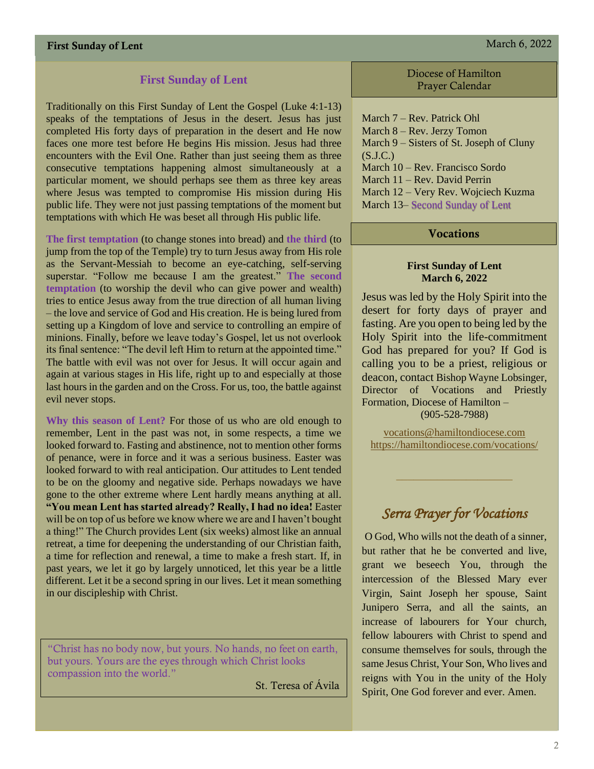## First Sunday of Lent

Traditionally on this First Sunday of Lent the Gospel (Luke 4:1-13) speaks of the temptations of Jesus in the desert. Jesus has just completed His forty days of preparation in the desert and He now faces one more test before He begins His mission. Jesus had three encounters with the Evil One. Rather than just seeing them as three consecutive temptations happening almost simultaneously at a particular moment, we should perhaps see them as three key areas where Jesus was tempted to compromise His mission during His public life. They were not just passing temptations of the moment but temptations with which He was beset all through His public life.

**The first temptation** (to change stones into bread) and **the third** (to jump from the top of the Temple) try to turn Jesus away from His role as the Servant-Messiah to become an eye-catching, self-serving superstar. "Follow me because I am the greatest." **The second temptation** (to worship the devil who can give power and wealth) tries to entice Jesus away from the true direction of all human living – the love and service of God and His creation. He is being lured from setting up a Kingdom of love and service to controlling an empire of minions. Finally, before we leave today's Gospel, let us not overlook its final sentence: "The devil left Him to return at the appointed time." The battle with evil was not over for Jesus. It will occur again and again at various stages in His life, right up to and especially at those last hours in the garden and on the Cross. For us, too, the battle against evil never stops.

**Why this season of Lent?** For those of us who are old enough to remember, Lent in the past was not, in some respects, a time we looked forward to. Fasting and abstinence, not to mention other forms of penance, were in force and it was a serious business. Easter was looked forward to with real anticipation. Our attitudes to Lent tended to be on the gloomy and negative side. Perhaps nowadays we have gone to the other extreme where Lent hardly means anything at all. **"You mean Lent has started already? Really, I had no idea!** Easter will be on top of us before we know where we are and I haven't bought a thing!" The Church provides Lent (six weeks) almost like an annual retreat, a time for deepening the understanding of our Christian faith, a time for reflection and renewal, a time to make a fresh start. If, in past years, we let it go by largely unnoticed, let this year be a little different. Let it be a second spring in our lives. Let it mean something in our discipleship with Christ.

> "Christ has no body now, but yours. No hands, no feet on earth, but yours. Yours are the eyes through which Christ looks compassion into the world."
>
> St. Teresa of Ávila

## Diocese of Hamilton Prayer Calendar

March 7 – Rev. Patrick Ohl
March 8 – Rev. Jerzy Tomon
March 9 – Sisters of St. Joseph of Cluny (S.J.C.)
March 10 – Rev. Francisco Sordo
March 11 – Rev. David Perrin
March 12 – Very Rev. Wojciech Kuzma
March 13– Second Sunday of Lent

## Vocations

**First Sunday of Lent**
**March 6, 2022**

Jesus was led by the Holy Spirit into the desert for forty days of prayer and fasting. Are you open to being led by the Holy Spirit into the life-commitment God has prepared for you? If God is calling you to be a priest, religious or deacon, contact Bishop Wayne Lobsinger, Director of Vocations and Priestly Formation, Diocese of Hamilton – (905-528-7988)

vocations@hamiltondiocese.com
https://hamiltondiocese.com/vocations/

## *Serra Prayer for Vocations*

O God, Who wills not the death of a sinner, but rather that he be converted and live, grant we beseech You, through the intercession of the Blessed Mary ever Virgin, Saint Joseph her spouse, Saint Junipero Serra, and all the saints, an increase of labourers for Your church, fellow labourers with Christ to spend and consume themselves for souls, through the same Jesus Christ, Your Son, Who lives and reigns with You in the unity of the Holy Spirit, One God forever and ever. Amen.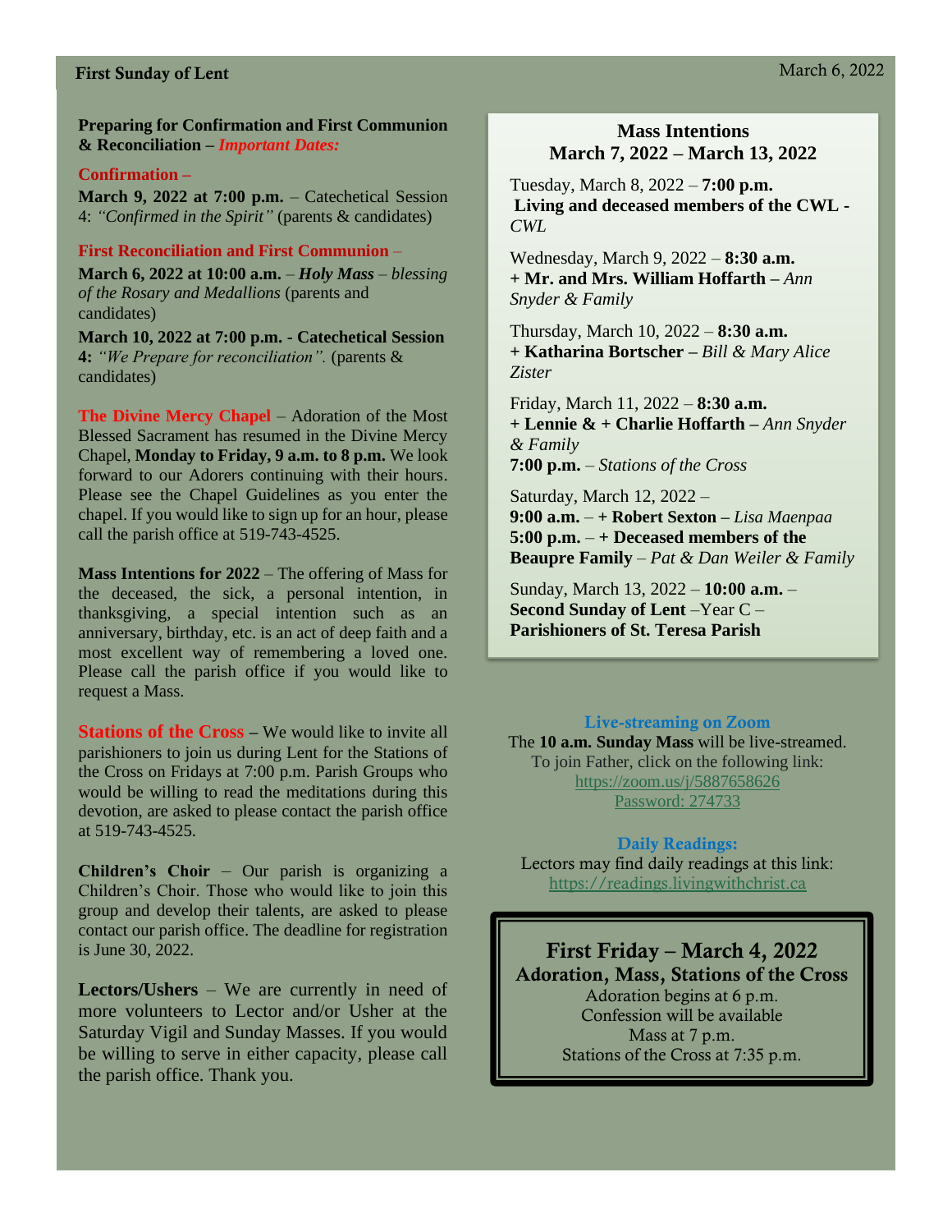**Preparing for Confirmation and First Communion & Reconciliation –** ***Important Dates:***

**Confirmation –**

**March 9, 2022 at 7:00 p.m.** – Catechetical Session 4: *"Confirmed in the Spirit"* (parents & candidates)

**First Reconciliation and First Communion –**

**March 6, 2022 at 10:00 a.m.** – ***Holy Mass*** – *blessing of the Rosary and Medallions* (parents and candidates)

**March 10, 2022 at 7:00 p.m. - Catechetical Session 4:** *"We Prepare for reconciliation".* (parents & candidates)

**The Divine Mercy Chapel** – Adoration of the Most Blessed Sacrament has resumed in the Divine Mercy Chapel, **Monday to Friday, 9 a.m. to 8 p.m.** We look forward to our Adorers continuing with their hours. Please see the Chapel Guidelines as you enter the chapel. If you would like to sign up for an hour, please call the parish office at 519-743-4525.

**Mass Intentions for 2022** – The offering of Mass for the deceased, the sick, a personal intention, in thanksgiving, a special intention such as an anniversary, birthday, etc. is an act of deep faith and a most excellent way of remembering a loved one. Please call the parish office if you would like to request a Mass.

**Stations of the Cross –** We would like to invite all parishioners to join us during Lent for the Stations of the Cross on Fridays at 7:00 p.m. Parish Groups who would be willing to read the meditations during this devotion, are asked to please contact the parish office at 519-743-4525.

**Children's Choir** – Our parish is organizing a Children's Choir. Those who would like to join this group and develop their talents, are asked to please contact our parish office. The deadline for registration is June 30, 2022.

**Lectors/Ushers** – We are currently in need of more volunteers to Lector and/or Usher at the Saturday Vigil and Sunday Masses. If you would be willing to serve in either capacity, please call the parish office. Thank you.

## Mass Intentions
## March 7, 2022 – March 13, 2022

Tuesday, March 8, 2022 – **7:00 p.m.**
**Living and deceased members of the CWL -** *CWL*

Wednesday, March 9, 2022 – **8:30 a.m.**
**+ Mr. and Mrs. William Hoffarth –** *Ann Snyder & Family*

Thursday, March 10, 2022 – **8:30 a.m.**
**+ Katharina Bortscher –** *Bill & Mary Alice Zister*

Friday, March 11, 2022 – **8:30 a.m.**
**+ Lennie & + Charlie Hoffarth –** *Ann Snyder & Family*
**7:00 p.m.** – *Stations of the Cross*

Saturday, March 12, 2022 –
**9:00 a.m.** – **+ Robert Sexton –** *Lisa Maenpaa*
**5:00 p.m.** – **+ Deceased members of the Beaupre Family** – *Pat & Dan Weiler & Family*

Sunday, March 13, 2022 – **10:00 a.m.** –
**Second Sunday of Lent** –Year C –
**Parishioners of St. Teresa Parish**

**Live-streaming on Zoom**

The **10 a.m. Sunday Mass** will be live-streamed.
To join Father, click on the following link:
https://zoom.us/j/5887658626
Password: 274733

**Daily Readings:**

Lectors may find daily readings at this link:
https://readings.livingwithchrist.ca

## First Friday – March 4, 2022
### Adoration, Mass, Stations of the Cross

Adoration begins at 6 p.m.
Confession will be available
Mass at 7 p.m.
Stations of the Cross at 7:35 p.m.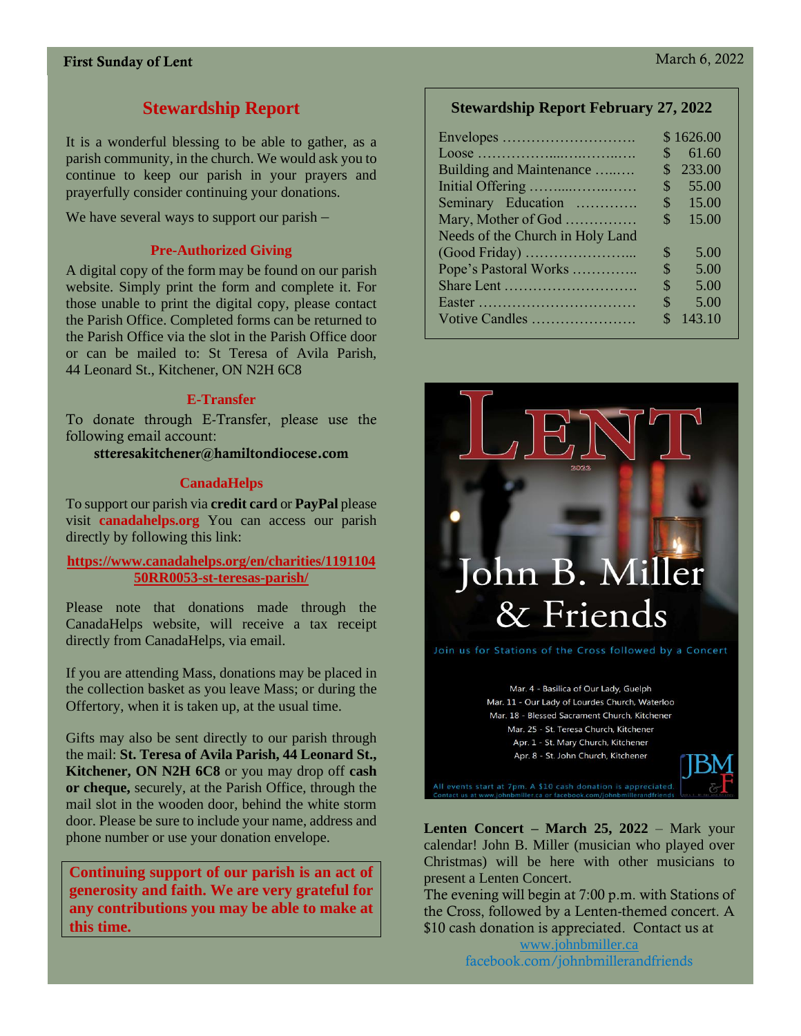**First Sunday of Lent** March 6, 2022

## Stewardship Report

It is a wonderful blessing to be able to gather, as a parish community, in the church. We would ask you to continue to keep our parish in your prayers and prayerfully consider continuing your donations.

We have several ways to support our parish –

### Pre-Authorized Giving

A digital copy of the form may be found on our parish website. Simply print the form and complete it. For those unable to print the digital copy, please contact the Parish Office. Completed forms can be returned to the Parish Office via the slot in the Parish Office door or can be mailed to: St Teresa of Avila Parish, 44 Leonard St., Kitchener, ON N2H 6C8

### E-Transfer

To donate through E-Transfer, please use the following email account:

**stteresakitchener@hamiltondiocese.com**

### CanadaHelps

To support our parish via **credit card** or **PayPal** please visit **canadahelps.org** You can access our parish directly by following this link:

**https://www.canadahelps.org/en/charities/119110450RR0053-st-teresas-parish/**

Please note that donations made through the CanadaHelps website, will receive a tax receipt directly from CanadaHelps, via email.

If you are attending Mass, donations may be placed in the collection basket as you leave Mass; or during the Offertory, when it is taken up, at the usual time.

Gifts may also be sent directly to our parish through the mail: **St. Teresa of Avila Parish, 44 Leonard St., Kitchener, ON N2H 6C8** or you may drop off **cash or cheque,** securely, at the Parish Office, through the mail slot in the wooden door, behind the white storm door. Please be sure to include your name, address and phone number or use your donation envelope.

**Continuing support of our parish is an act of generosity and faith. We are very grateful for any contributions you may be able to make at this time.**

## Stewardship Report February 27, 2022

| Item | Amount |
|---|---|
| Envelopes | $ 1626.00 |
| Loose | $ 61.60 |
| Building and Maintenance | $ 233.00 |
| Initial Offering | $ 55.00 |
| Seminary Education | $ 15.00 |
| Mary, Mother of God | $ 15.00 |
| Needs of the Church in Holy Land (Good Friday) | $ 5.00 |
| Pope's Pastoral Works | $ 5.00 |
| Share Lent | $ 5.00 |
| Easter | $ 5.00 |
| Votive Candles | $ 143.10 |

LENT 2022

John B. Miller & Friends

Join us for Stations of the Cross followed by a Concert

Mar. 4 - Basilica of Our Lady, Guelph
Mar. 11 - Our Lady of Lourdes Church, Waterloo
Mar. 18 - Blessed Sacrament Church, Kitchener
Mar. 25 - St. Teresa Church, Kitchener
Apr. 1 - St. Mary Church, Kitchener
Apr. 8 - St. John Church, Kitchener

All events start at 7pm. A $10 cash donation is appreciated.
Contact us at www.johnbmiller.ca or facebook.com/johnbmillerandfriends

**Lenten Concert – March 25, 2022** – Mark your calendar! John B. Miller (musician who played over Christmas) will be here with other musicians to present a Lenten Concert.

The evening will begin at 7:00 p.m. with Stations of the Cross, followed by a Lenten-themed concert. A $10 cash donation is appreciated. Contact us at

www.johnbmiller.ca
facebook.com/johnbmillerandfriends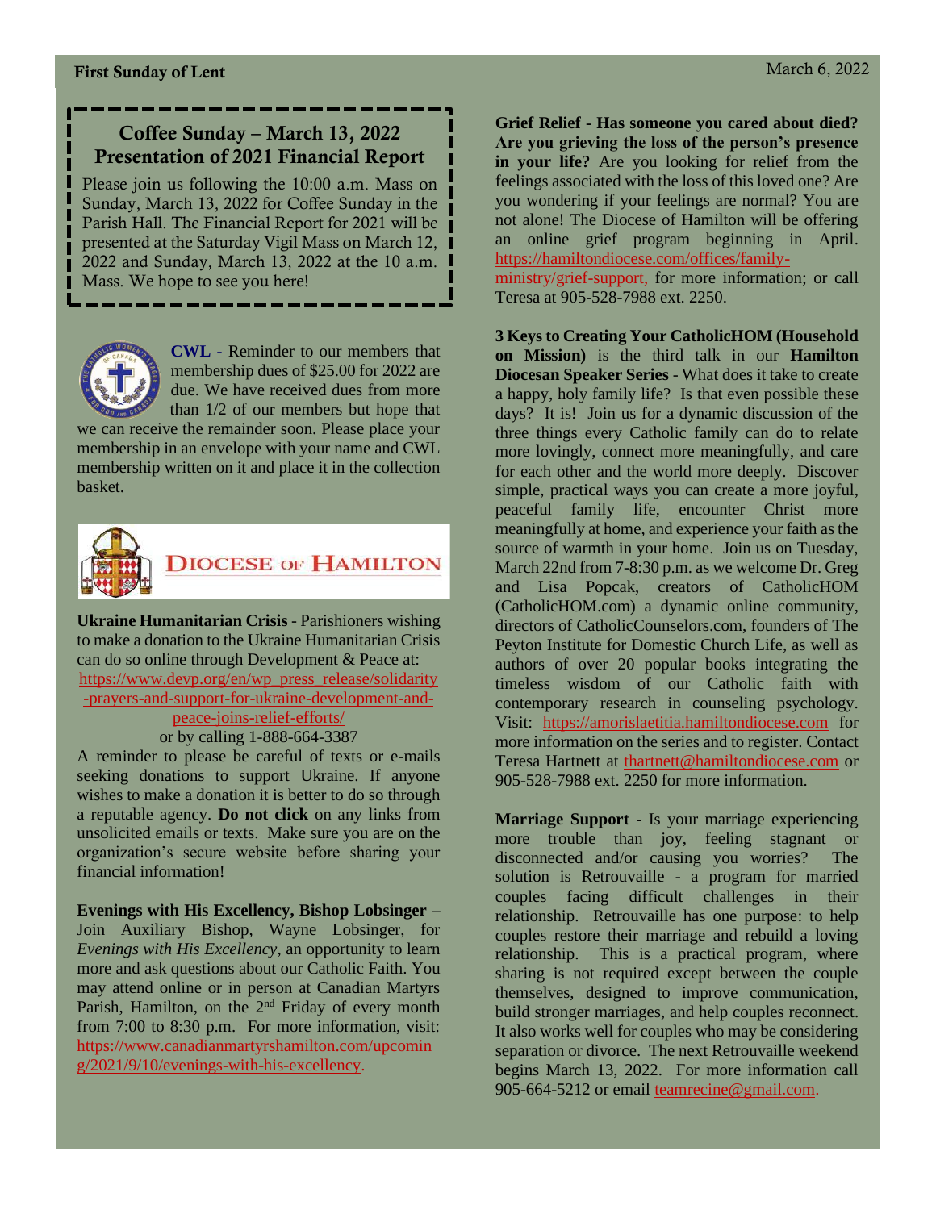## Coffee Sunday – March 13, 2022
## Presentation of 2021 Financial Report

Please join us following the 10:00 a.m. Mass on Sunday, March 13, 2022 for Coffee Sunday in the Parish Hall. The Financial Report for 2021 will be presented at the Saturday Vigil Mass on March 12, 2022 and Sunday, March 13, 2022 at the 10 a.m. Mass. We hope to see you here!

**CWL** - Reminder to our members that membership dues of $25.00 for 2022 are due. We have received dues from more than 1/2 of our members but hope that we can receive the remainder soon. Please place your membership in an envelope with your name and CWL membership written on it and place it in the collection basket.

## DIOCESE OF HAMILTON

**Ukraine Humanitarian Crisis** - Parishioners wishing to make a donation to the Ukraine Humanitarian Crisis can do so online through Development & Peace at: https://www.devp.org/en/wp_press_release/solidarity-prayers-and-support-for-ukraine-development-and-peace-joins-relief-efforts/ or by calling 1-888-664-3387

A reminder to please be careful of texts or e-mails seeking donations to support Ukraine. If anyone wishes to make a donation it is better to do so through a reputable agency. **Do not click** on any links from unsolicited emails or texts. Make sure you are on the organization's secure website before sharing your financial information!

**Evenings with His Excellency, Bishop Lobsinger** – Join Auxiliary Bishop, Wayne Lobsinger, for *Evenings with His Excellency*, an opportunity to learn more and ask questions about our Catholic Faith. You may attend online or in person at Canadian Martyrs Parish, Hamilton, on the 2nd Friday of every month from 7:00 to 8:30 p.m. For more information, visit: https://www.canadianmartyrshamilton.com/upcoming/2021/9/10/evenings-with-his-excellency.

**Grief Relief - Has someone you cared about died? Are you grieving the loss of the person's presence in your life?** Are you looking for relief from the feelings associated with the loss of this loved one? Are you wondering if your feelings are normal? You are not alone! The Diocese of Hamilton will be offering an online grief program beginning in April. https://hamiltondiocese.com/offices/family-ministry/grief-support, for more information; or call Teresa at 905-528-7988 ext. 2250.

**3 Keys to Creating Your CatholicHOM (Household on Mission)** is the third talk in our **Hamilton Diocesan Speaker Series** - What does it take to create a happy, holy family life? Is that even possible these days? It is! Join us for a dynamic discussion of the three things every Catholic family can do to relate more lovingly, connect more meaningfully, and care for each other and the world more deeply. Discover simple, practical ways you can create a more joyful, peaceful family life, encounter Christ more meaningfully at home, and experience your faith as the source of warmth in your home. Join us on Tuesday, March 22nd from 7-8:30 p.m. as we welcome Dr. Greg and Lisa Popcak, creators of CatholicHOM (CatholicHOM.com) a dynamic online community, directors of CatholicCounselors.com, founders of The Peyton Institute for Domestic Church Life, as well as authors of over 20 popular books integrating the timeless wisdom of our Catholic faith with contemporary research in counseling psychology. Visit: https://amorislaetitia.hamiltondiocese.com for more information on the series and to register. Contact Teresa Hartnett at thartnett@hamiltondiocese.com or 905-528-7988 ext. 2250 for more information.

**Marriage Support** - Is your marriage experiencing more trouble than joy, feeling stagnant or disconnected and/or causing you worries? The solution is Retrouvaille - a program for married couples facing difficult challenges in their relationship. Retrouvaille has one purpose: to help couples restore their marriage and rebuild a loving relationship. This is a practical program, where sharing is not required except between the couple themselves, designed to improve communication, build stronger marriages, and help couples reconnect. It also works well for couples who may be considering separation or divorce. The next Retrouvaille weekend begins March 13, 2022. For more information call 905-664-5212 or email teamrecine@gmail.com.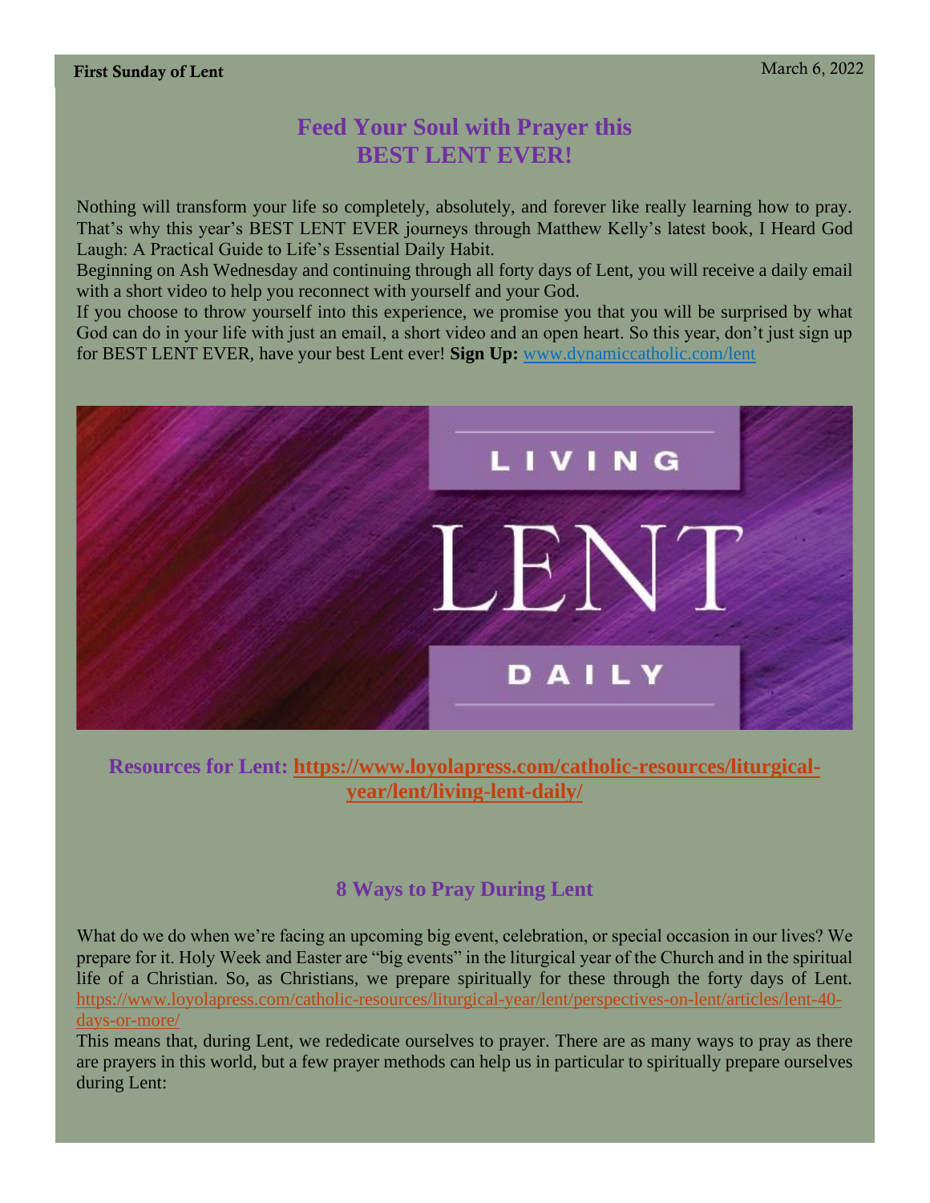## Feed Your Soul with Prayer this BEST LENT EVER!

Nothing will transform your life so completely, absolutely, and forever like really learning how to pray. That's why this year's BEST LENT EVER journeys through Matthew Kelly's latest book, I Heard God Laugh: A Practical Guide to Life's Essential Daily Habit.

Beginning on Ash Wednesday and continuing through all forty days of Lent, you will receive a daily email with a short video to help you reconnect with yourself and your God.

If you choose to throw yourself into this experience, we promise you that you will be surprised by what God can do in your life with just an email, a short video and an open heart. So this year, don't just sign up for BEST LENT EVER, have your best Lent ever! **Sign Up:** www.dynamiccatholic.com/lent

LIVING LENT DAILY

**Resources for Lent: https://www.loyolapress.com/catholic-resources/liturgical-year/lent/living-lent-daily/**

## 8 Ways to Pray During Lent

What do we do when we're facing an upcoming big event, celebration, or special occasion in our lives? We prepare for it. Holy Week and Easter are "big events" in the liturgical year of the Church and in the spiritual life of a Christian. So, as Christians, we prepare spiritually for these through the forty days of Lent. https://www.loyolapress.com/catholic-resources/liturgical-year/lent/perspectives-on-lent/articles/lent-40-days-or-more/

This means that, during Lent, we rededicate ourselves to prayer. There are as many ways to pray as there are prayers in this world, but a few prayer methods can help us in particular to spiritually prepare ourselves during Lent: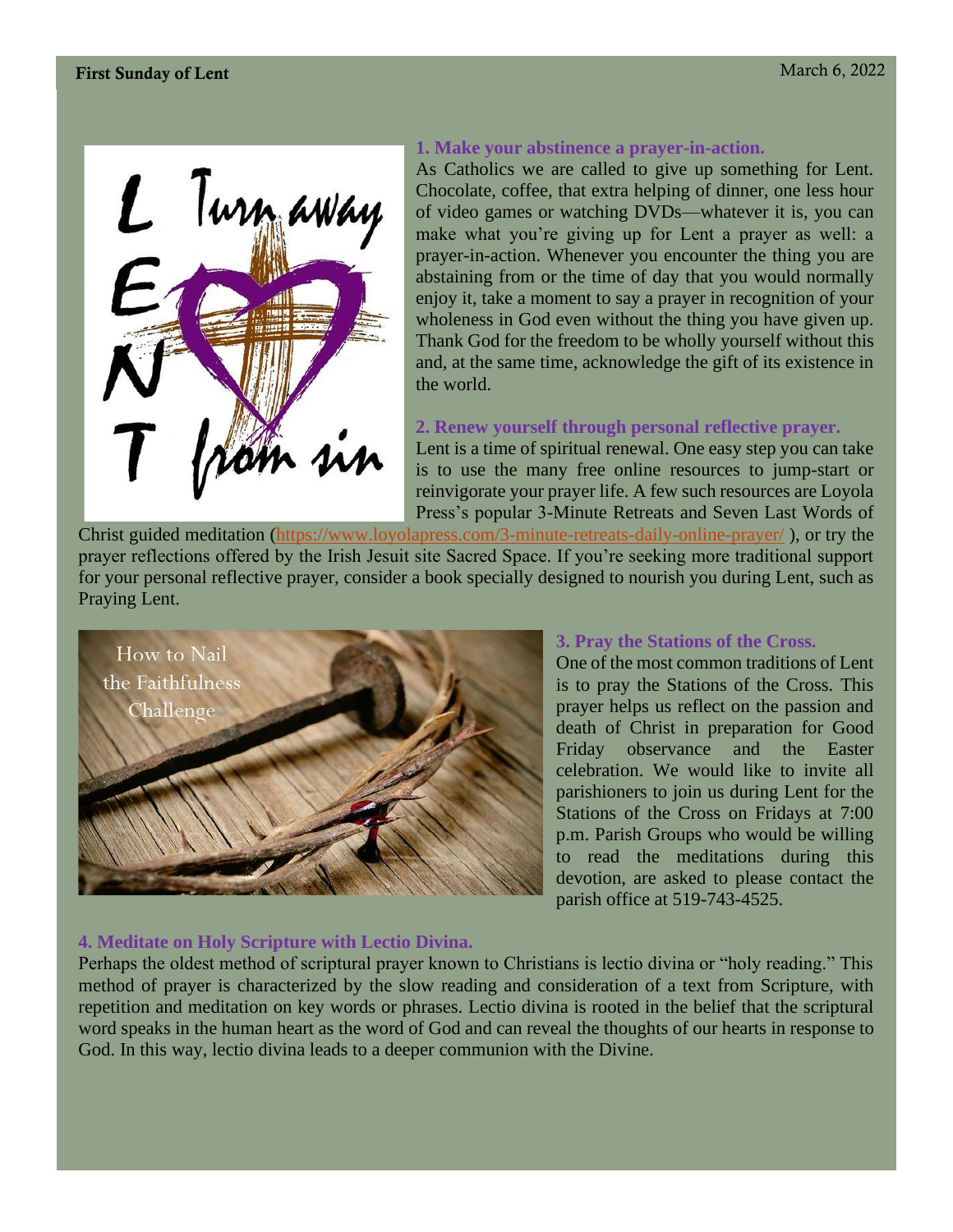## 1. Make your abstinence a prayer-in-action.

As Catholics we are called to give up something for Lent. Chocolate, coffee, that extra helping of dinner, one less hour of video games or watching DVDs—whatever it is, you can make what you're giving up for Lent a prayer as well: a prayer-in-action. Whenever you encounter the thing you are abstaining from or the time of day that you would normally enjoy it, take a moment to say a prayer in recognition of your wholeness in God even without the thing you have given up. Thank God for the freedom to be wholly yourself without this and, at the same time, acknowledge the gift of its existence in the world.

## 2. Renew yourself through personal reflective prayer.

Lent is a time of spiritual renewal. One easy step you can take is to use the many free online resources to jump-start or reinvigorate your prayer life. A few such resources are Loyola Press's popular 3-Minute Retreats and Seven Last Words of Christ guided meditation (https://www.loyolapress.com/3-minute-retreats-daily-online-prayer/ ), or try the prayer reflections offered by the Irish Jesuit site Sacred Space. If you're seeking more traditional support for your personal reflective prayer, consider a book specially designed to nourish you during Lent, such as Praying Lent.

## 3. Pray the Stations of the Cross.

One of the most common traditions of Lent is to pray the Stations of the Cross. This prayer helps us reflect on the passion and death of Christ in preparation for Good Friday observance and the Easter celebration. We would like to invite all parishioners to join us during Lent for the Stations of the Cross on Fridays at 7:00 p.m. Parish Groups who would be willing to read the meditations during this devotion, are asked to please contact the parish office at 519-743-4525.

## 4. Meditate on Holy Scripture with Lectio Divina.

Perhaps the oldest method of scriptural prayer known to Christians is lectio divina or "holy reading." This method of prayer is characterized by the slow reading and consideration of a text from Scripture, with repetition and meditation on key words or phrases. Lectio divina is rooted in the belief that the scriptural word speaks in the human heart as the word of God and can reveal the thoughts of our hearts in response to God. In this way, lectio divina leads to a deeper communion with the Divine.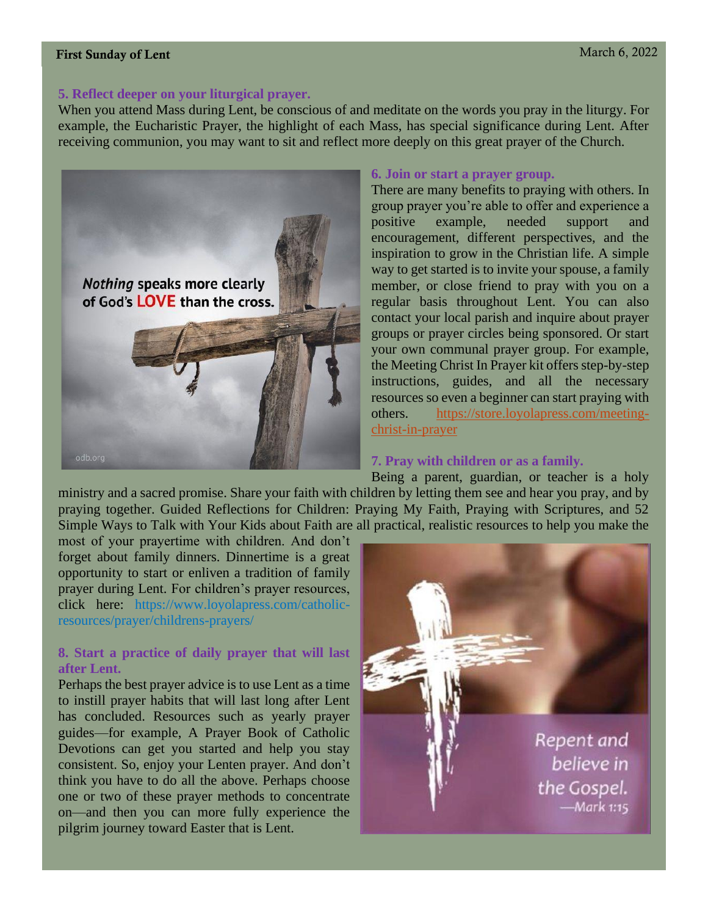## 5. Reflect deeper on your liturgical prayer.

When you attend Mass during Lent, be conscious of and meditate on the words you pray in the liturgy. For example, the Eucharistic Prayer, the highlight of each Mass, has special significance during Lent. After receiving communion, you may want to sit and reflect more deeply on this great prayer of the Church.

## 6. Join or start a prayer group.

There are many benefits to praying with others. In group prayer you're able to offer and experience a positive example, needed support and encouragement, different perspectives, and the inspiration to grow in the Christian life. A simple way to get started is to invite your spouse, a family member, or close friend to pray with you on a regular basis throughout Lent. You can also contact your local parish and inquire about prayer groups or prayer circles being sponsored. Or start your own communal prayer group. For example, the Meeting Christ In Prayer kit offers step-by-step instructions, guides, and all the necessary resources so even a beginner can start praying with others. https://store.loyolapress.com/meeting-christ-in-prayer

## 7. Pray with children or as a family.

Being a parent, guardian, or teacher is a holy ministry and a sacred promise. Share your faith with children by letting them see and hear you pray, and by praying together. Guided Reflections for Children: Praying My Faith, Praying with Scriptures, and 52 Simple Ways to Talk with Your Kids about Faith are all practical, realistic resources to help you make the most of your prayertime with children. And don't forget about family dinners. Dinnertime is a great opportunity to start or enliven a tradition of family prayer during Lent. For children's prayer resources, click here: https://www.loyolapress.com/catholic-resources/prayer/childrens-prayers/

## 8. Start a practice of daily prayer that will last after Lent.

Perhaps the best prayer advice is to use Lent as a time to instill prayer habits that will last long after Lent has concluded. Resources such as yearly prayer guides—for example, A Prayer Book of Catholic Devotions can get you started and help you stay consistent. So, enjoy your Lenten prayer. And don't think you have to do all the above. Perhaps choose one or two of these prayer methods to concentrate on—and then you can more fully experience the pilgrim journey toward Easter that is Lent.